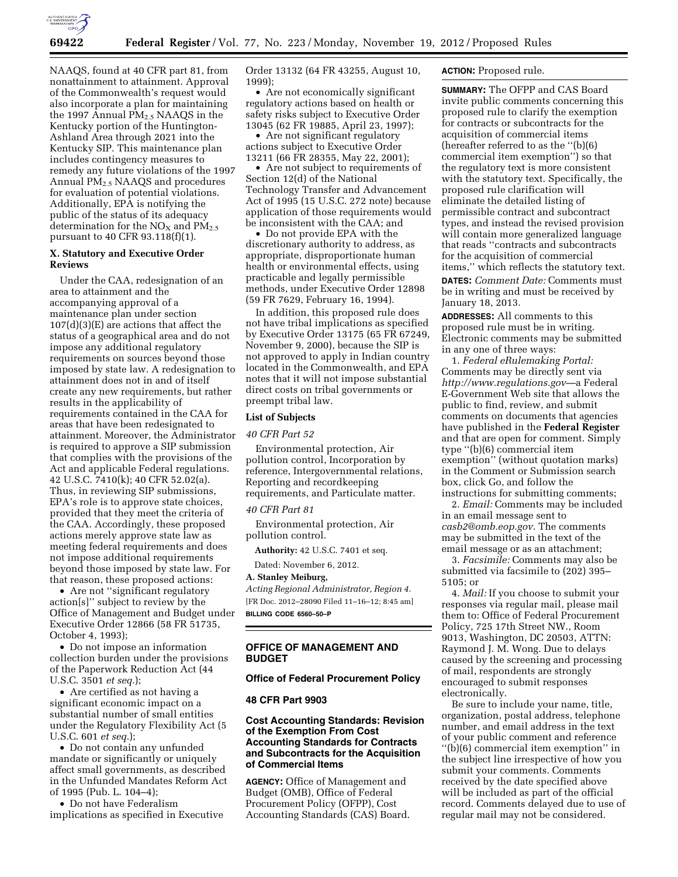NAAQS, found at 40 CFR part 81, from nonattainment to attainment. Approval of the Commonwealth's request would also incorporate a plan for maintaining the 1997 Annual $PM_{2.5}$ NAAQS in the Kentucky portion of the Huntington-Ashland Area through 2021 into the Kentucky SIP. This maintenance plan includes contingency measures to remedy any future violations of the 1997 Annual $PM_{2.5}$ NAAQS and procedures for evaluation of potential violations. Additionally, EPA is notifying the public of the status of its adequacy determination for the $NO_X$ and $PM_{2.5}$ pursuant to 40 CFR 93.118(f)(1).

## X. Statutory and Executive Order Reviews

Under the CAA, redesignation of an area to attainment and the accompanying approval of a maintenance plan under section 107(d)(3)(E) are actions that affect the status of a geographical area and do not impose any additional regulatory requirements on sources beyond those imposed by state law. A redesignation to attainment does not in and of itself create any new requirements, but rather results in the applicability of requirements contained in the CAA for areas that have been redesignated to attainment. Moreover, the Administrator is required to approve a SIP submission that complies with the provisions of the Act and applicable Federal regulations. 42 U.S.C. 7410(k); 40 CFR 52.02(a). Thus, in reviewing SIP submissions, EPA's role is to approve state choices, provided that they meet the criteria of the CAA. Accordingly, these proposed actions merely approve state law as meeting federal requirements and does not impose additional requirements beyond those imposed by state law. For that reason, these proposed actions:

- Are not "significant regulatory action[s]" subject to review by the Office of Management and Budget under Executive Order 12866 (58 FR 51735, October 4, 1993);
- Do not impose an information collection burden under the provisions of the Paperwork Reduction Act (44 U.S.C. 3501 *et seq.*);
- Are certified as not having a significant economic impact on a substantial number of small entities under the Regulatory Flexibility Act (5 U.S.C. 601 *et seq.*);
- Do not contain any unfunded mandate or significantly or uniquely affect small governments, as described in the Unfunded Mandates Reform Act of 1995 (Pub. L. 104–4);
- Do not have Federalism implications as specified in Executive Order 13132 (64 FR 43255, August 10, 1999);
- Are not economically significant regulatory actions based on health or safety risks subject to Executive Order 13045 (62 FR 19885, April 23, 1997);
- Are not significant regulatory actions subject to Executive Order 13211 (66 FR 28355, May 22, 2001);
- Are not subject to requirements of Section 12(d) of the National Technology Transfer and Advancement Act of 1995 (15 U.S.C. 272 note) because application of those requirements would be inconsistent with the CAA; and
- Do not provide EPA with the discretionary authority to address, as appropriate, disproportionate human health or environmental effects, using practicable and legally permissible methods, under Executive Order 12898 (59 FR 7629, February 16, 1994).

In addition, this proposed rule does not have tribal implications as specified by Executive Order 13175 (65 FR 67249, November 9, 2000), because the SIP is not approved to apply in Indian country located in the Commonwealth, and EPA notes that it will not impose substantial direct costs on tribal governments or preempt tribal law.

### List of Subjects

*40 CFR Part 52*

Environmental protection, Air pollution control, Incorporation by reference, Intergovernmental relations, Reporting and recordkeeping requirements, and Particulate matter.

*40 CFR Part 81*

Environmental protection, Air pollution control.

**Authority:** 42 U.S.C. 7401 et seq.

Dated: November 6, 2012.

**A. Stanley Meiburg,**

*Acting Regional Administrator, Region 4.*

[FR Doc. 2012–28090 Filed 11–16–12; 8:45 am]

**BILLING CODE 6560–50–P**

---

## OFFICE OF MANAGEMENT AND BUDGET

### Office of Federal Procurement Policy

### 48 CFR Part 9903

### Cost Accounting Standards: Revision of the Exemption From Cost Accounting Standards for Contracts and Subcontracts for the Acquisition of Commercial Items

**AGENCY:** Office of Management and Budget (OMB), Office of Federal Procurement Policy (OFPP), Cost Accounting Standards (CAS) Board.

**ACTION:** Proposed rule.

**SUMMARY:** The OFPP and CAS Board invite public comments concerning this proposed rule to clarify the exemption for contracts or subcontracts for the acquisition of commercial items (hereafter referred to as the "(b)(6) commercial item exemption") so that the regulatory text is more consistent with the statutory text. Specifically, the proposed rule clarification will eliminate the detailed listing of permissible contract and subcontract types, and instead the revised provision will contain more generalized language that reads "contracts and subcontracts for the acquisition of commercial items," which reflects the statutory text.

**DATES:** *Comment Date:* Comments must be in writing and must be received by January 18, 2013.

**ADDRESSES:** All comments to this proposed rule must be in writing. Electronic comments may be submitted in any one of three ways:

1. *Federal eRulemaking Portal:* Comments may be directly sent via *http://www.regulations.gov*—a Federal E-Government Web site that allows the public to find, review, and submit comments on documents that agencies have published in the **Federal Register** and that are open for comment. Simply type "(b)(6) commercial item exemption" (without quotation marks) in the Comment or Submission search box, click Go, and follow the instructions for submitting comments;

2. *Email:* Comments may be included in an email message sent to *casb2@omb.eop.gov*. The comments may be submitted in the text of the email message or as an attachment;

3. *Facsimile:* Comments may also be submitted via facsimile to (202) 395–5105; or

4. *Mail:* If you choose to submit your responses via regular mail, please mail them to: Office of Federal Procurement Policy, 725 17th Street NW., Room 9013, Washington, DC 20503, ATTN: Raymond J. M. Wong. Due to delays caused by the screening and processing of mail, respondents are strongly encouraged to submit responses electronically.

Be sure to include your name, title, organization, postal address, telephone number, and email address in the text of your public comment and reference "(b)(6) commercial item exemption" in the subject line irrespective of how you submit your comments. Comments received by the date specified above will be included as part of the official record. Comments delayed due to use of regular mail may not be considered.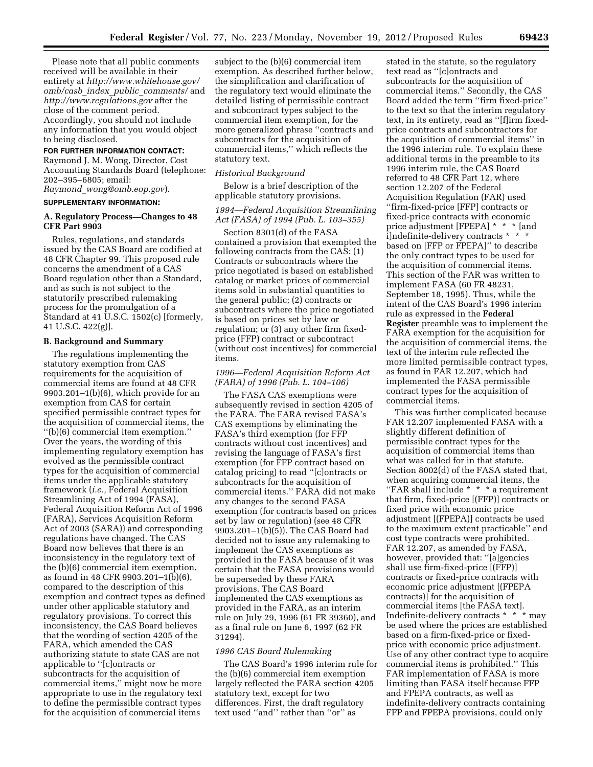Please note that all public comments received will be available in their entirety at *http://www.whitehouse.gov/omb/casb_index_public_comments/* and *http://www.regulations.gov* after the close of the comment period. Accordingly, you should not include any information that you would object to being disclosed.

**FOR FURTHER INFORMATION CONTACT:** Raymond J. M. Wong, Director, Cost Accounting Standards Board (telephone: 202–395–6805; email: *Raymond_wong@omb.eop.gov*).

**SUPPLEMENTARY INFORMATION:**

### A. Regulatory Process—Changes to 48 CFR Part 9903

Rules, regulations, and standards issued by the CAS Board are codified at 48 CFR Chapter 99. This proposed rule concerns the amendment of a CAS Board regulation other than a Standard, and as such is not subject to the statutorily prescribed rulemaking process for the promulgation of a Standard at 41 U.S.C. 1502(c) [formerly, 41 U.S.C. 422(g)].

### B. Background and Summary

The regulations implementing the statutory exemption from CAS requirements for the acquisition of commercial items are found at 48 CFR 9903.201–1(b)(6), which provide for an exemption from CAS for certain specified permissible contract types for the acquisition of commercial items, the "(b)(6) commercial item exemption." Over the years, the wording of this implementing regulatory exemption has evolved as the permissible contract types for the acquisition of commercial items under the applicable statutory framework (*i.e.,* Federal Acquisition Streamlining Act of 1994 (FASA), Federal Acquisition Reform Act of 1996 (FARA), Services Acquisition Reform Act of 2003 (SARA)) and corresponding regulations have changed. The CAS Board now believes that there is an inconsistency in the regulatory text of the (b)(6) commercial item exemption, as found in 48 CFR 9903.201–1(b)(6), compared to the description of this exemption and contract types as defined under other applicable statutory and regulatory provisions. To correct this inconsistency, the CAS Board believes that the wording of section 4205 of the FARA, which amended the CAS authorizing statute to state CAS are not applicable to "[c]ontracts or subcontracts for the acquisition of commercial items," might now be more appropriate to use in the regulatory text to define the permissible contract types for the acquisition of commercial items subject to the (b)(6) commercial item exemption. As described further below, the simplification and clarification of the regulatory text would eliminate the detailed listing of permissible contract and subcontract types subject to the commercial item exemption, for the more generalized phrase "contracts and subcontracts for the acquisition of commercial items," which reflects the statutory text.

#### *Historical Background*

Below is a brief description of the applicable statutory provisions.

#### *1994—Federal Acquisition Streamlining Act (FASA) of 1994 (Pub. L. 103–355)*

Section 8301(d) of the FASA contained a provision that exempted the following contracts from the CAS: (1) Contracts or subcontracts where the price negotiated is based on established catalog or market prices of commercial items sold in substantial quantities to the general public; (2) contracts or subcontracts where the price negotiated is based on prices set by law or regulation; or (3) any other firm fixed-price (FFP) contract or subcontract (without cost incentives) for commercial items.

#### *1996—Federal Acquisition Reform Act (FARA) of 1996 (Pub. L. 104–106)*

The FASA CAS exemptions were subsequently revised in section 4205 of the FARA. The FARA revised FASA's CAS exemptions by eliminating the FASA's third exemption (for FFP contracts without cost incentives) and revising the language of FASA's first exemption (for FFP contract based on catalog pricing) to read "[c]ontracts or subcontracts for the acquisition of commercial items." FARA did not make any changes to the second FASA exemption (for contracts based on prices set by law or regulation) (see 48 CFR 9903.201–1(b)(5)). The CAS Board had decided not to issue any rulemaking to implement the CAS exemptions as provided in the FASA because of it was certain that the FASA provisions would be superseded by these FARA provisions. The CAS Board implemented the CAS exemptions as provided in the FARA, as an interim rule on July 29, 1996 (61 FR 39360), and as a final rule on June 6, 1997 (62 FR 31294).

#### *1996 CAS Board Rulemaking*

The CAS Board's 1996 interim rule for the (b)(6) commercial item exemption largely reflected the FARA section 4205 statutory text, except for two differences. First, the draft regulatory text used "and" rather than "or" as stated in the statute, so the regulatory text read as "[c]ontracts and subcontracts for the acquisition of commercial items." Secondly, the CAS Board added the term "firm fixed-price" to the text so that the interim regulatory text, in its entirety, read as "[f]irm fixed-price contracts and subcontractors for the acquisition of commercial items" in the 1996 interim rule. To explain these additional terms in the preamble to its 1996 interim rule, the CAS Board referred to 48 CFR Part 12, where section 12.207 of the Federal Acquisition Regulation (FAR) used "firm-fixed-price [FFP] contracts or fixed-price contracts with economic price adjustment [FPEPA] * * * [and i]ndefinite-delivery contracts * * * based on [FFP or FPEPA]" to describe the only contract types to be used for the acquisition of commercial items. This section of the FAR was written to implement FASA (60 FR 48231, September 18, 1995). Thus, while the intent of the CAS Board's 1996 interim rule as expressed in the **Federal Register** preamble was to implement the FARA exemption for the acquisition for the acquisition of commercial items, the text of the interim rule reflected the more limited permissible contract types, as found in FAR 12.207, which had implemented the FASA permissible contract types for the acquisition of commercial items.

This was further complicated because FAR 12.207 implemented FASA with a slightly different definition of permissible contract types for the acquisition of commercial items than what was called for in that statute. Section 8002(d) of the FASA stated that, when acquiring commercial items, the "FAR shall include * * * a requirement that firm, fixed-price [(FFP)] contracts or fixed price with economic price adjustment [(FPEPA)] contracts be used to the maximum extent practicable" and cost type contracts were prohibited. FAR 12.207, as amended by FASA, however, provided that: "[a]gencies shall use firm-fixed-price [(FFP)] contracts or fixed-price contracts with economic price adjustment [(FPEPA contracts)] for the acquisition of commercial items [the FASA text]. Indefinite-delivery contracts * * * may be used where the prices are established based on a firm-fixed-price or fixed-price with economic price adjustment. Use of any other contract type to acquire commercial items is prohibited." This FAR implementation of FASA is more limiting than FASA itself because FFP and FPEPA contracts, as well as indefinite-delivery contracts containing FFP and FPEPA provisions, could only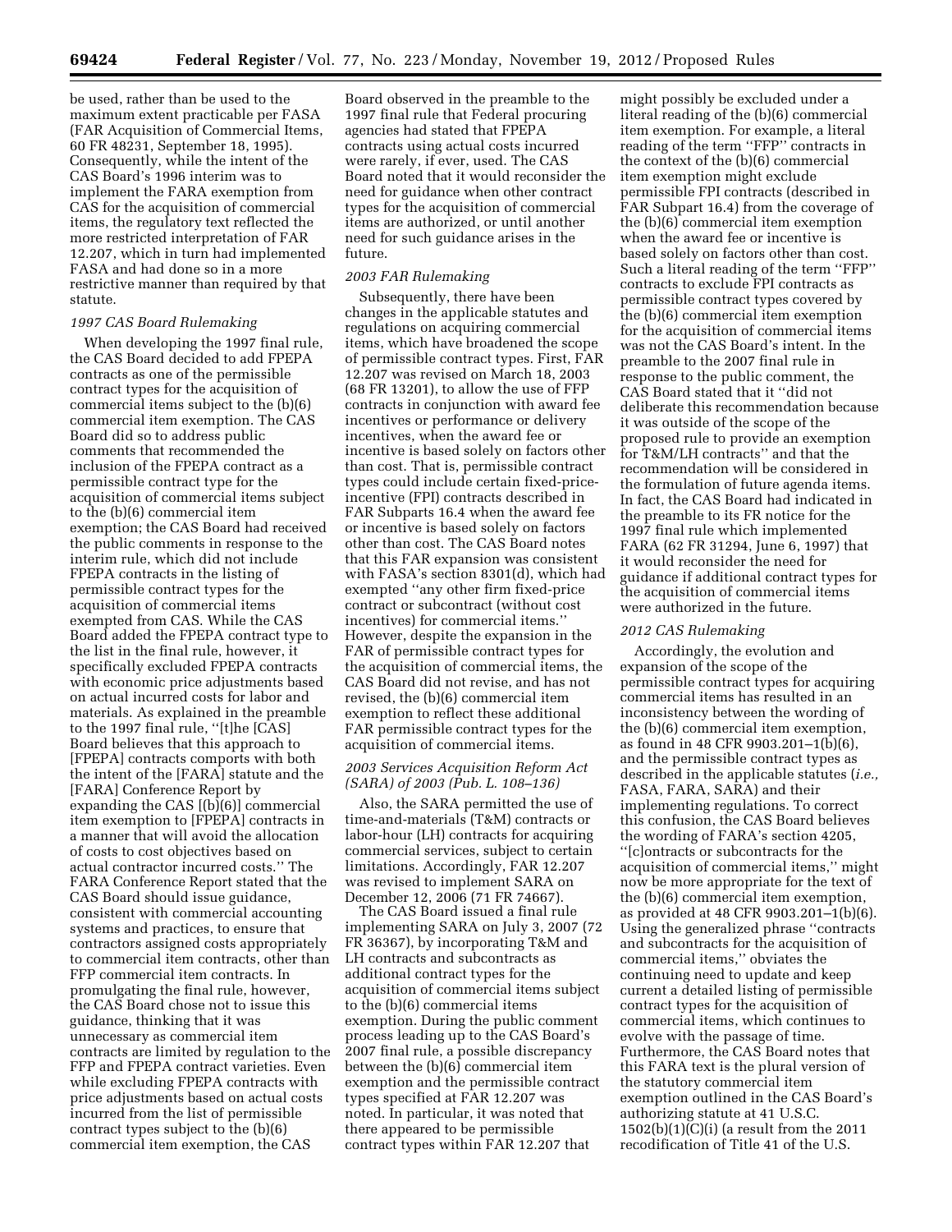be used, rather than be used to the maximum extent practicable per FASA (FAR Acquisition of Commercial Items, 60 FR 48231, September 18, 1995). Consequently, while the intent of the CAS Board's 1996 interim was to implement the FARA exemption from CAS for the acquisition of commercial items, the regulatory text reflected the more restricted interpretation of FAR 12.207, which in turn had implemented FASA and had done so in a more restrictive manner than required by that statute.

*1997 CAS Board Rulemaking*

When developing the 1997 final rule, the CAS Board decided to add FPEPA contracts as one of the permissible contract types for the acquisition of commercial items subject to the (b)(6) commercial item exemption. The CAS Board did so to address public comments that recommended the inclusion of the FPEPA contract as a permissible contract type for the acquisition of commercial items subject to the (b)(6) commercial item exemption; the CAS Board had received the public comments in response to the interim rule, which did not include FPEPA contracts in the listing of permissible contract types for the acquisition of commercial items exempted from CAS. While the CAS Board added the FPEPA contract type to the list in the final rule, however, it specifically excluded FPEPA contracts with economic price adjustments based on actual incurred costs for labor and materials. As explained in the preamble to the 1997 final rule, ''[t]he [CAS] Board believes that this approach to [FPEPA] contracts comports with both the intent of the [FARA] statute and the [FARA] Conference Report by expanding the CAS [(b)(6)] commercial item exemption to [FPEPA] contracts in a manner that will avoid the allocation of costs to cost objectives based on actual contractor incurred costs.'' The FARA Conference Report stated that the CAS Board should issue guidance, consistent with commercial accounting systems and practices, to ensure that contractors assigned costs appropriately to commercial item contracts, other than FFP commercial item contracts. In promulgating the final rule, however, the CAS Board chose not to issue this guidance, thinking that it was unnecessary as commercial item contracts are limited by regulation to the FFP and FPEPA contract varieties. Even while excluding FPEPA contracts with price adjustments based on actual costs incurred from the list of permissible contract types subject to the (b)(6) commercial item exemption, the CAS Board observed in the preamble to the 1997 final rule that Federal procuring agencies had stated that FPEPA contracts using actual costs incurred were rarely, if ever, used. The CAS Board noted that it would reconsider the need for guidance when other contract types for the acquisition of commercial items are authorized, or until another need for such guidance arises in the future.

*2003 FAR Rulemaking*

Subsequently, there have been changes in the applicable statutes and regulations on acquiring commercial items, which have broadened the scope of permissible contract types. First, FAR 12.207 was revised on March 18, 2003 (68 FR 13201), to allow the use of FFP contracts in conjunction with award fee incentives or performance or delivery incentives, when the award fee or incentive is based solely on factors other than cost. That is, permissible contract types could include certain fixed-price-incentive (FPI) contracts described in FAR Subparts 16.4 when the award fee or incentive is based solely on factors other than cost. The CAS Board notes that this FAR expansion was consistent with FASA's section 8301(d), which had exempted ''any other firm fixed-price contract or subcontract (without cost incentives) for commercial items.'' However, despite the expansion in the FAR of permissible contract types for the acquisition of commercial items, the CAS Board did not revise, and has not revised, the (b)(6) commercial item exemption to reflect these additional FAR permissible contract types for the acquisition of commercial items.

*2003 Services Acquisition Reform Act (SARA) of 2003 (Pub. L. 108–136)*

Also, the SARA permitted the use of time-and-materials (T&M) contracts or labor-hour (LH) contracts for acquiring commercial services, subject to certain limitations. Accordingly, FAR 12.207 was revised to implement SARA on December 12, 2006 (71 FR 74667).

The CAS Board issued a final rule implementing SARA on July 3, 2007 (72 FR 36367), by incorporating T&M and LH contracts and subcontracts as additional contract types for the acquisition of commercial items subject to the (b)(6) commercial items exemption. During the public comment process leading up to the CAS Board's 2007 final rule, a possible discrepancy between the (b)(6) commercial item exemption and the permissible contract types specified at FAR 12.207 was noted. In particular, it was noted that there appeared to be permissible contract types within FAR 12.207 that might possibly be excluded under a literal reading of the (b)(6) commercial item exemption. For example, a literal reading of the term ''FFP'' contracts in the context of the (b)(6) commercial item exemption might exclude permissible FPI contracts (described in FAR Subpart 16.4) from the coverage of the (b)(6) commercial item exemption when the award fee or incentive is based solely on factors other than cost. Such a literal reading of the term ''FFP'' contracts to exclude FPI contracts as permissible contract types covered by the (b)(6) commercial item exemption for the acquisition of commercial items was not the CAS Board's intent. In the preamble to the 2007 final rule in response to the public comment, the CAS Board stated that it ''did not deliberate this recommendation because it was outside of the scope of the proposed rule to provide an exemption for T&M/LH contracts'' and that the recommendation will be considered in the formulation of future agenda items. In fact, the CAS Board had indicated in the preamble to its FR notice for the 1997 final rule which implemented FARA (62 FR 31294, June 6, 1997) that it would reconsider the need for guidance if additional contract types for the acquisition of commercial items were authorized in the future.

*2012 CAS Rulemaking*

Accordingly, the evolution and expansion of the scope of the permissible contract types for acquiring commercial items has resulted in an inconsistency between the wording of the (b)(6) commercial item exemption, as found in 48 CFR 9903.201–1(b)(6), and the permissible contract types as described in the applicable statutes (*i.e.,* FASA, FARA, SARA) and their implementing regulations. To correct this confusion, the CAS Board believes the wording of FARA's section 4205, ''[c]ontracts or subcontracts for the acquisition of commercial items,'' might now be more appropriate for the text of the (b)(6) commercial item exemption, as provided at 48 CFR 9903.201–1(b)(6). Using the generalized phrase ''contracts and subcontracts for the acquisition of commercial items,'' obviates the continuing need to update and keep current a detailed listing of permissible contract types for the acquisition of commercial items, which continues to evolve with the passage of time. Furthermore, the CAS Board notes that this FARA text is the plural version of the statutory commercial item exemption outlined in the CAS Board's authorizing statute at 41 U.S.C. 1502(b)(1)(C)(i) (a result from the 2011 recodification of Title 41 of the U.S.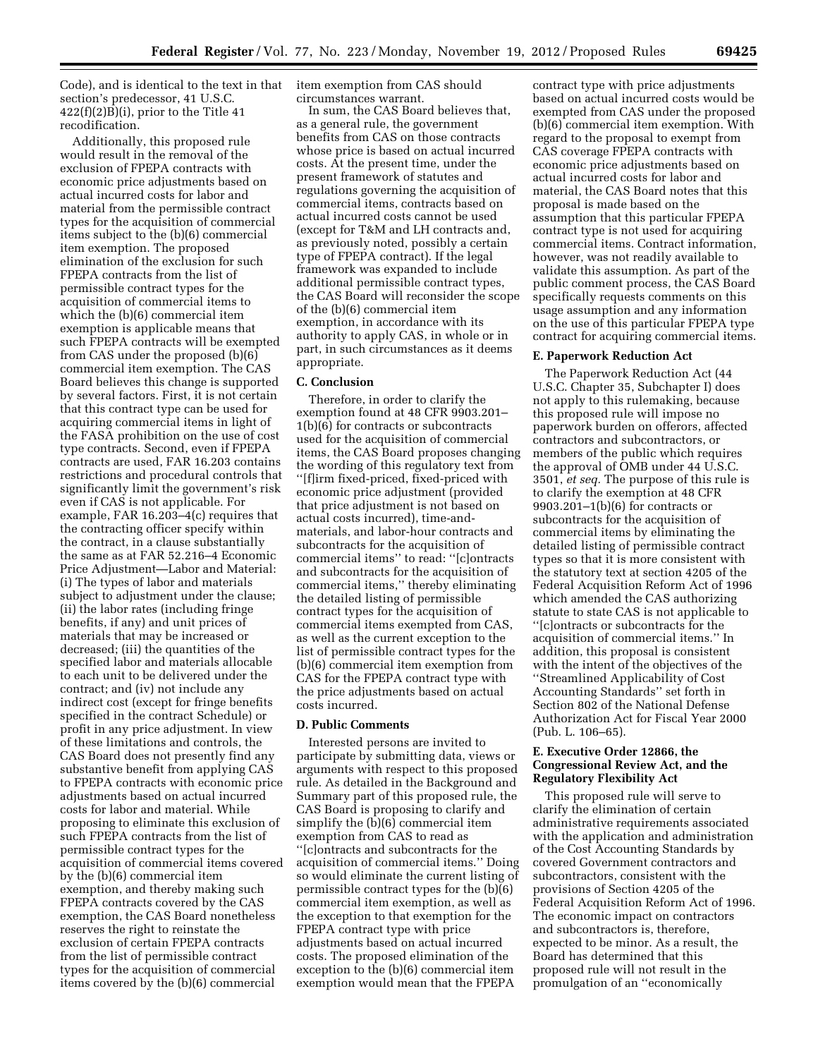Code), and is identical to the text in that section's predecessor, 41 U.S.C. 422(f)(2)B)(i), prior to the Title 41 recodification.

Additionally, this proposed rule would result in the removal of the exclusion of FPEPA contracts with economic price adjustments based on actual incurred costs for labor and material from the permissible contract types for the acquisition of commercial items subject to the (b)(6) commercial item exemption. The proposed elimination of the exclusion for such FPEPA contracts from the list of permissible contract types for the acquisition of commercial items to which the (b)(6) commercial item exemption is applicable means that such FPEPA contracts will be exempted from CAS under the proposed (b)(6) commercial item exemption. The CAS Board believes this change is supported by several factors. First, it is not certain that this contract type can be used for acquiring commercial items in light of the FASA prohibition on the use of cost type contracts. Second, even if FPEPA contracts are used, FAR 16.203 contains restrictions and procedural controls that significantly limit the government's risk even if CAS is not applicable. For example, FAR 16.203–4(c) requires that the contracting officer specify within the contract, in a clause substantially the same as at FAR 52.216–4 Economic Price Adjustment—Labor and Material: (i) The types of labor and materials subject to adjustment under the clause; (ii) the labor rates (including fringe benefits, if any) and unit prices of materials that may be increased or decreased; (iii) the quantities of the specified labor and materials allocable to each unit to be delivered under the contract; and (iv) not include any indirect cost (except for fringe benefits specified in the contract Schedule) or profit in any price adjustment. In view of these limitations and controls, the CAS Board does not presently find any substantive benefit from applying CAS to FPEPA contracts with economic price adjustments based on actual incurred costs for labor and material. While proposing to eliminate this exclusion of such FPEPA contracts from the list of permissible contract types for the acquisition of commercial items covered by the (b)(6) commercial item exemption, and thereby making such FPEPA contracts covered by the CAS exemption, the CAS Board nonetheless reserves the right to reinstate the exclusion of certain FPEPA contracts from the list of permissible contract types for the acquisition of commercial items covered by the (b)(6) commercial item exemption from CAS should circumstances warrant.

In sum, the CAS Board believes that, as a general rule, the government benefits from CAS on those contracts whose price is based on actual incurred costs. At the present time, under the present framework of statutes and regulations governing the acquisition of commercial items, contracts based on actual incurred costs cannot be used (except for T&M and LH contracts and, as previously noted, possibly a certain type of FPEPA contract). If the legal framework was expanded to include additional permissible contract types, the CAS Board will reconsider the scope of the (b)(6) commercial item exemption, in accordance with its authority to apply CAS, in whole or in part, in such circumstances as it deems appropriate.

**C. Conclusion**

Therefore, in order to clarify the exemption found at 48 CFR 9903.201–1(b)(6) for contracts or subcontracts used for the acquisition of commercial items, the CAS Board proposes changing the wording of this regulatory text from ''[f]irm fixed-priced, fixed-priced with economic price adjustment (provided that price adjustment is not based on actual costs incurred), time-and-materials, and labor-hour contracts and subcontracts for the acquisition of commercial items'' to read: ''[c]ontracts and subcontracts for the acquisition of commercial items,'' thereby eliminating the detailed listing of permissible contract types for the acquisition of commercial items exempted from CAS, as well as the current exception to the list of permissible contract types for the (b)(6) commercial item exemption from CAS for the FPEPA contract type with the price adjustments based on actual costs incurred.

**D. Public Comments**

Interested persons are invited to participate by submitting data, views or arguments with respect to this proposed rule. As detailed in the Background and Summary part of this proposed rule, the CAS Board is proposing to clarify and simplify the (b)(6) commercial item exemption from CAS to read as ''[c]ontracts and subcontracts for the acquisition of commercial items.'' Doing so would eliminate the current listing of permissible contract types for the (b)(6) commercial item exemption, as well as the exception to that exemption for the FPEPA contract type with price adjustments based on actual incurred costs. The proposed elimination of the exception to the (b)(6) commercial item exemption would mean that the FPEPA contract type with price adjustments based on actual incurred costs would be exempted from CAS under the proposed (b)(6) commercial item exemption. With regard to the proposal to exempt from CAS coverage FPEPA contracts with economic price adjustments based on actual incurred costs for labor and material, the CAS Board notes that this proposal is made based on the assumption that this particular FPEPA contract type is not used for acquiring commercial items. Contract information, however, was not readily available to validate this assumption. As part of the public comment process, the CAS Board specifically requests comments on this usage assumption and any information on the use of this particular FPEPA type contract for acquiring commercial items.

**E. Paperwork Reduction Act**

The Paperwork Reduction Act (44 U.S.C. Chapter 35, Subchapter I) does not apply to this rulemaking, because this proposed rule will impose no paperwork burden on offerors, affected contractors and subcontractors, or members of the public which requires the approval of OMB under 44 U.S.C. 3501, *et seq.* The purpose of this rule is to clarify the exemption at 48 CFR 9903.201–1(b)(6) for contracts or subcontracts for the acquisition of commercial items by eliminating the detailed listing of permissible contract types so that it is more consistent with the statutory text at section 4205 of the Federal Acquisition Reform Act of 1996 which amended the CAS authorizing statute to state CAS is not applicable to ''[c]ontracts or subcontracts for the acquisition of commercial items.'' In addition, this proposal is consistent with the intent of the objectives of the ''Streamlined Applicability of Cost Accounting Standards'' set forth in Section 802 of the National Defense Authorization Act for Fiscal Year 2000 (Pub. L. 106–65).

**E. Executive Order 12866, the Congressional Review Act, and the Regulatory Flexibility Act**

This proposed rule will serve to clarify the elimination of certain administrative requirements associated with the application and administration of the Cost Accounting Standards by covered Government contractors and subcontractors, consistent with the provisions of Section 4205 of the Federal Acquisition Reform Act of 1996. The economic impact on contractors and subcontractors is, therefore, expected to be minor. As a result, the Board has determined that this proposed rule will not result in the promulgation of an ''economically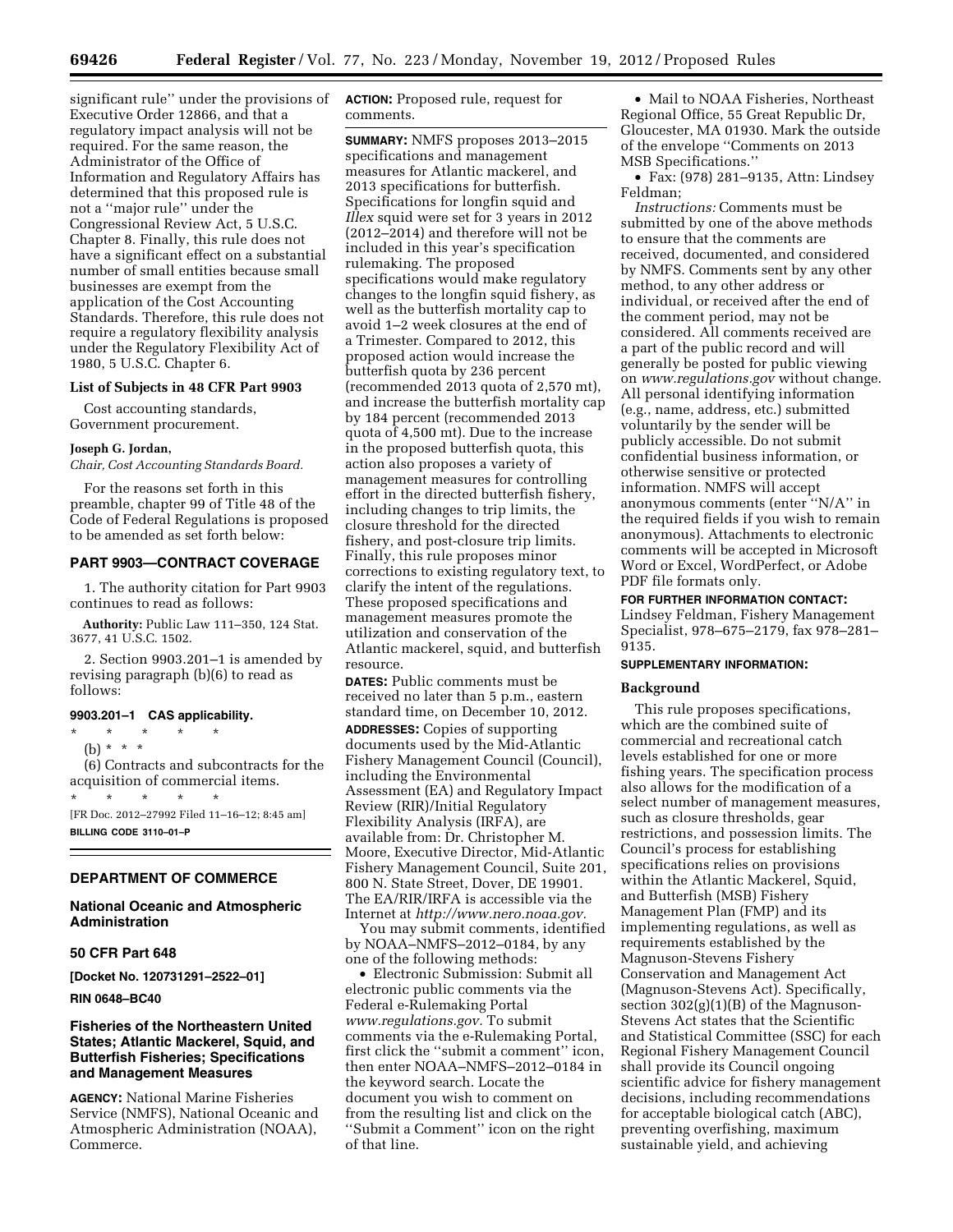significant rule'' under the provisions of Executive Order 12866, and that a regulatory impact analysis will not be required. For the same reason, the Administrator of the Office of Information and Regulatory Affairs has determined that this proposed rule is not a ''major rule'' under the Congressional Review Act, 5 U.S.C. Chapter 8. Finally, this rule does not have a significant effect on a substantial number of small entities because small businesses are exempt from the application of the Cost Accounting Standards. Therefore, this rule does not require a regulatory flexibility analysis under the Regulatory Flexibility Act of 1980, 5 U.S.C. Chapter 6.

**List of Subjects in 48 CFR Part 9903**

Cost accounting standards, Government procurement.

**Joseph G. Jordan,**
*Chair, Cost Accounting Standards Board.*

For the reasons set forth in this preamble, chapter 99 of Title 48 of the Code of Federal Regulations is proposed to be amended as set forth below:

## PART 9903—CONTRACT COVERAGE

1. The authority citation for Part 9903 continues to read as follows:

**Authority:** Public Law 111–350, 124 Stat. 3677, 41 U.S.C. 1502.

2. Section 9903.201–1 is amended by revising paragraph (b)(6) to read as follows:

**9903.201–1 CAS applicability.**

\* \* \* \* \*

(b) \* \* \*

(6) Contracts and subcontracts for the acquisition of commercial items.

\* \* \* \* \*

[FR Doc. 2012–27992 Filed 11–16–12; 8:45 am]

**BILLING CODE 3110–01–P**

---

## DEPARTMENT OF COMMERCE

### National Oceanic and Atmospheric Administration

### 50 CFR Part 648

**[Docket No. 120731291–2522–01]**

**RIN 0648–BC40**

### Fisheries of the Northeastern United States; Atlantic Mackerel, Squid, and Butterfish Fisheries; Specifications and Management Measures

**AGENCY:** National Marine Fisheries Service (NMFS), National Oceanic and Atmospheric Administration (NOAA), Commerce.

**ACTION:** Proposed rule, request for comments.

**SUMMARY:** NMFS proposes 2013–2015 specifications and management measures for Atlantic mackerel, and 2013 specifications for butterfish. Specifications for longfin squid and *Illex* squid were set for 3 years in 2012 (2012–2014) and therefore will not be included in this year's specification rulemaking. The proposed specifications would make regulatory changes to the longfin squid fishery, as well as the butterfish mortality cap to avoid 1–2 week closures at the end of a Trimester. Compared to 2012, this proposed action would increase the butterfish quota by 236 percent (recommended 2013 quota of 2,570 mt), and increase the butterfish mortality cap by 184 percent (recommended 2013 quota of 4,500 mt). Due to the increase in the proposed butterfish quota, this action also proposes a variety of management measures for controlling effort in the directed butterfish fishery, including changes to trip limits, the closure threshold for the directed fishery, and post-closure trip limits. Finally, this rule proposes minor corrections to existing regulatory text, to clarify the intent of the regulations. These proposed specifications and management measures promote the utilization and conservation of the Atlantic mackerel, squid, and butterfish resource.

**DATES:** Public comments must be received no later than 5 p.m., eastern standard time, on December 10, 2012.

**ADDRESSES:** Copies of supporting documents used by the Mid-Atlantic Fishery Management Council (Council), including the Environmental Assessment (EA) and Regulatory Impact Review (RIR)/Initial Regulatory Flexibility Analysis (IRFA), are available from: Dr. Christopher M. Moore, Executive Director, Mid-Atlantic Fishery Management Council, Suite 201, 800 N. State Street, Dover, DE 19901. The EA/RIR/IRFA is accessible via the Internet at *http://www.nero.noaa.gov.*

You may submit comments, identified by NOAA–NMFS–2012–0184, by any one of the following methods:

- Electronic Submission: Submit all electronic public comments via the Federal e-Rulemaking Portal *www.regulations.gov.* To submit comments via the e-Rulemaking Portal, first click the ''submit a comment'' icon, then enter NOAA–NMFS–2012–0184 in the keyword search. Locate the document you wish to comment on from the resulting list and click on the ''Submit a Comment'' icon on the right of that line.
- Mail to NOAA Fisheries, Northeast Regional Office, 55 Great Republic Dr, Gloucester, MA 01930. Mark the outside of the envelope ''Comments on 2013 MSB Specifications.''
- Fax: (978) 281–9135, Attn: Lindsey Feldman;

*Instructions:* Comments must be submitted by one of the above methods to ensure that the comments are received, documented, and considered by NMFS. Comments sent by any other method, to any other address or individual, or received after the end of the comment period, may not be considered. All comments received are a part of the public record and will generally be posted for public viewing on *www.regulations.gov* without change. All personal identifying information (e.g., name, address, etc.) submitted voluntarily by the sender will be publicly accessible. Do not submit confidential business information, or otherwise sensitive or protected information. NMFS will accept anonymous comments (enter ''N/A'' in the required fields if you wish to remain anonymous). Attachments to electronic comments will be accepted in Microsoft Word or Excel, WordPerfect, or Adobe PDF file formats only.

**FOR FURTHER INFORMATION CONTACT:** Lindsey Feldman, Fishery Management Specialist, 978–675–2179, fax 978–281–9135.

**SUPPLEMENTARY INFORMATION:**

**Background**

This rule proposes specifications, which are the combined suite of commercial and recreational catch levels established for one or more fishing years. The specification process also allows for the modification of a select number of management measures, such as closure thresholds, gear restrictions, and possession limits. The Council's process for establishing specifications relies on provisions within the Atlantic Mackerel, Squid, and Butterfish (MSB) Fishery Management Plan (FMP) and its implementing regulations, as well as requirements established by the Magnuson-Stevens Fishery Conservation and Management Act (Magnuson-Stevens Act). Specifically, section 302(g)(1)(B) of the Magnuson-Stevens Act states that the Scientific and Statistical Committee (SSC) for each Regional Fishery Management Council shall provide its Council ongoing scientific advice for fishery management decisions, including recommendations for acceptable biological catch (ABC), preventing overfishing, maximum sustainable yield, and achieving